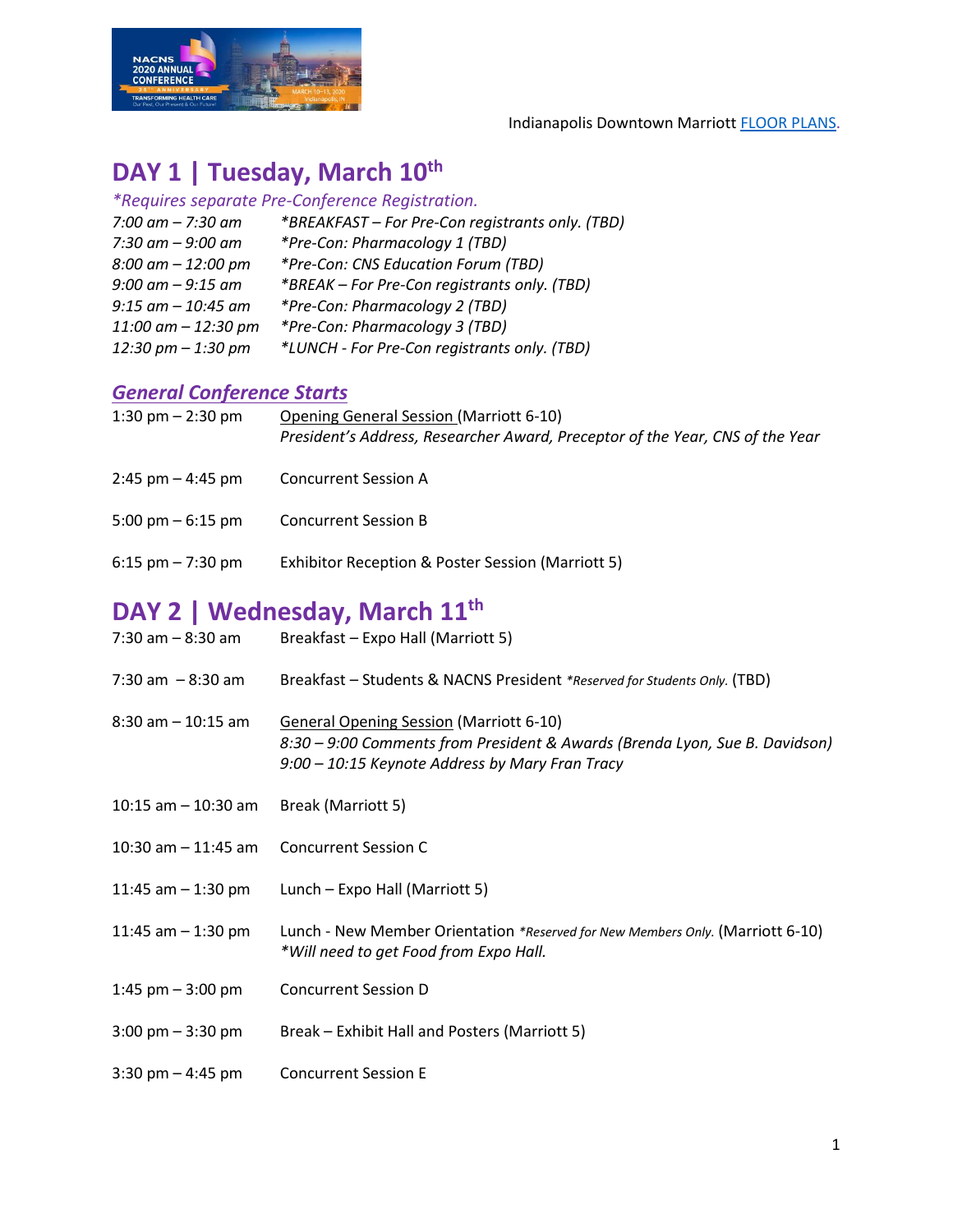Indianapolis Downtown Marriott FLOOR PLANS.

## DAY 1 | Tuesday, March 10th

*\*Requires separate Pre-Conference Registration.*

| | |
|---|---|
| *7:00 am – 7:30 am* | *\*BREAKFAST – For Pre-Con registrants only. (TBD)* |
| *7:30 am – 9:00 am* | *\*Pre-Con: Pharmacology 1 (TBD)* |
| *8:00 am – 12:00 pm* | *\*Pre-Con: CNS Education Forum (TBD)* |
| *9:00 am – 9:15 am* | *\*BREAK – For Pre-Con registrants only. (TBD)* |
| *9:15 am – 10:45 am* | *\*Pre-Con: Pharmacology 2 (TBD)* |
| *11:00 am – 12:30 pm* | *\*Pre-Con: Pharmacology 3 (TBD)* |
| *12:30 pm – 1:30 pm* | *\*LUNCH - For Pre-Con registrants only. (TBD)* |

### *General Conference Starts*

| | |
|---|---|
| 1:30 pm – 2:30 pm | Opening General Session (Marriott 6-10)<br>*President's Address, Researcher Award, Preceptor of the Year, CNS of the Year* |
| 2:45 pm – 4:45 pm | Concurrent Session A |
| 5:00 pm – 6:15 pm | Concurrent Session B |
| 6:15 pm – 7:30 pm | Exhibitor Reception & Poster Session (Marriott 5) |

## DAY 2 | Wednesday, March 11th

| | |
|---|---|
| 7:30 am – 8:30 am | Breakfast – Expo Hall (Marriott 5) |
| 7:30 am – 8:30 am | Breakfast – Students & NACNS President *\*Reserved for Students Only.* (TBD) |
| 8:30 am – 10:15 am | General Opening Session (Marriott 6-10)<br>*8:30 – 9:00 Comments from President & Awards (Brenda Lyon, Sue B. Davidson)*<br>*9:00 – 10:15 Keynote Address by Mary Fran Tracy* |
| 10:15 am – 10:30 am | Break (Marriott 5) |
| 10:30 am – 11:45 am | Concurrent Session C |
| 11:45 am – 1:30 pm | Lunch – Expo Hall (Marriott 5) |
| 11:45 am – 1:30 pm | Lunch - New Member Orientation *\*Reserved for New Members Only.* (Marriott 6-10)<br>*\*Will need to get Food from Expo Hall.* |
| 1:45 pm – 3:00 pm | Concurrent Session D |
| 3:00 pm – 3:30 pm | Break – Exhibit Hall and Posters (Marriott 5) |
| 3:30 pm – 4:45 pm | Concurrent Session E |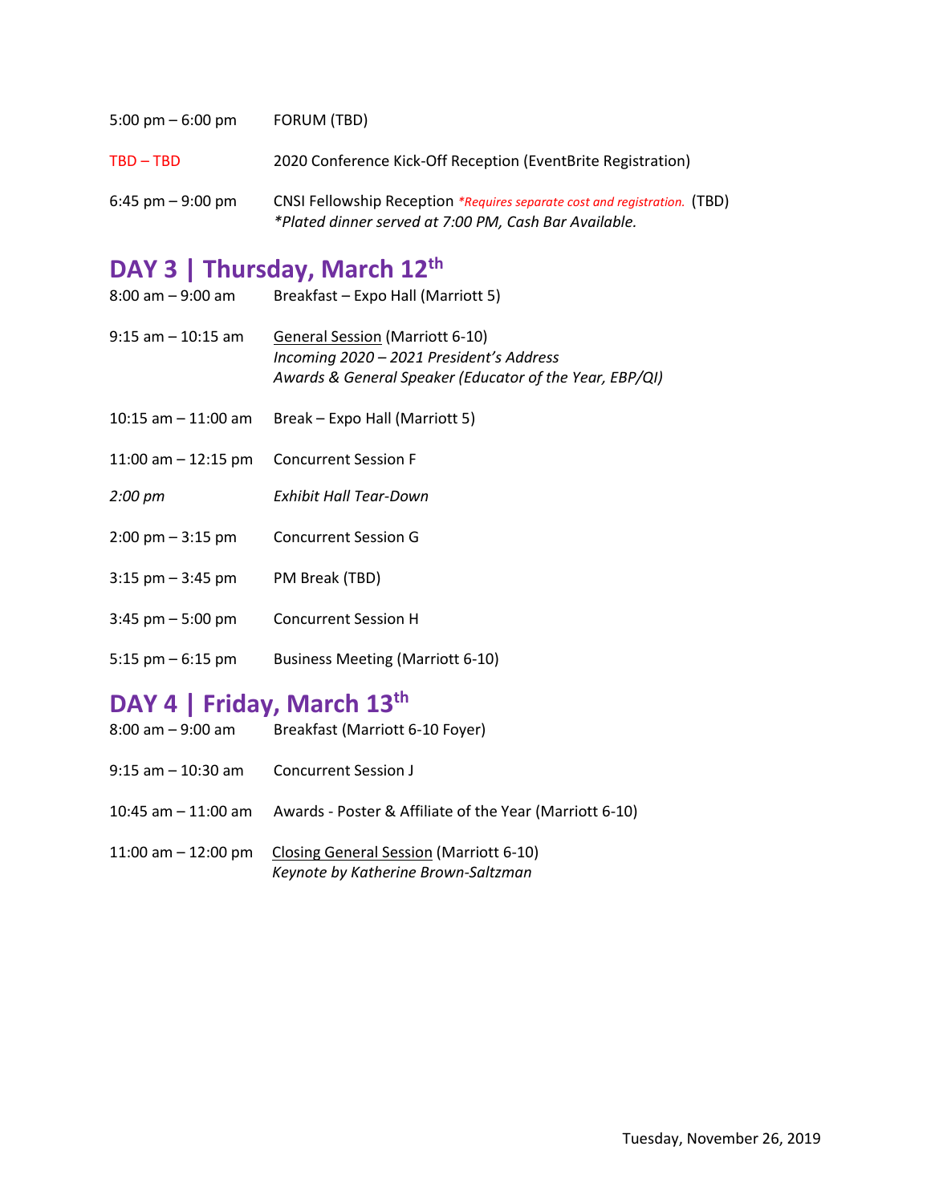5:00 pm – 6:00 pm FORUM (TBD)

TBD – TBD 2020 Conference Kick-Off Reception (EventBrite Registration)

6:45 pm – 9:00 pm CNSI Fellowship Reception *\*Requires separate cost and registration.* (TBD)
*\*Plated dinner served at 7:00 PM, Cash Bar Available.*

## DAY 3 | Thursday, March 12th

8:00 am – 9:00 am Breakfast – Expo Hall (Marriott 5)

9:15 am – 10:15 am General Session (Marriott 6-10)
*Incoming 2020 – 2021 President's Address*
*Awards & General Speaker (Educator of the Year, EBP/QI)*

10:15 am – 11:00 am Break – Expo Hall (Marriott 5)

11:00 am – 12:15 pm Concurrent Session F

*2:00 pm* *Exhibit Hall Tear-Down*

2:00 pm – 3:15 pm Concurrent Session G

3:15 pm – 3:45 pm PM Break (TBD)

3:45 pm – 5:00 pm Concurrent Session H

5:15 pm – 6:15 pm Business Meeting (Marriott 6-10)

## DAY 4 | Friday, March 13th

8:00 am – 9:00 am Breakfast (Marriott 6-10 Foyer)

9:15 am – 10:30 am Concurrent Session J

10:45 am – 11:00 am Awards - Poster & Affiliate of the Year (Marriott 6-10)

11:00 am – 12:00 pm Closing General Session (Marriott 6-10)
*Keynote by Katherine Brown-Saltzman*

Tuesday, November 26, 2019